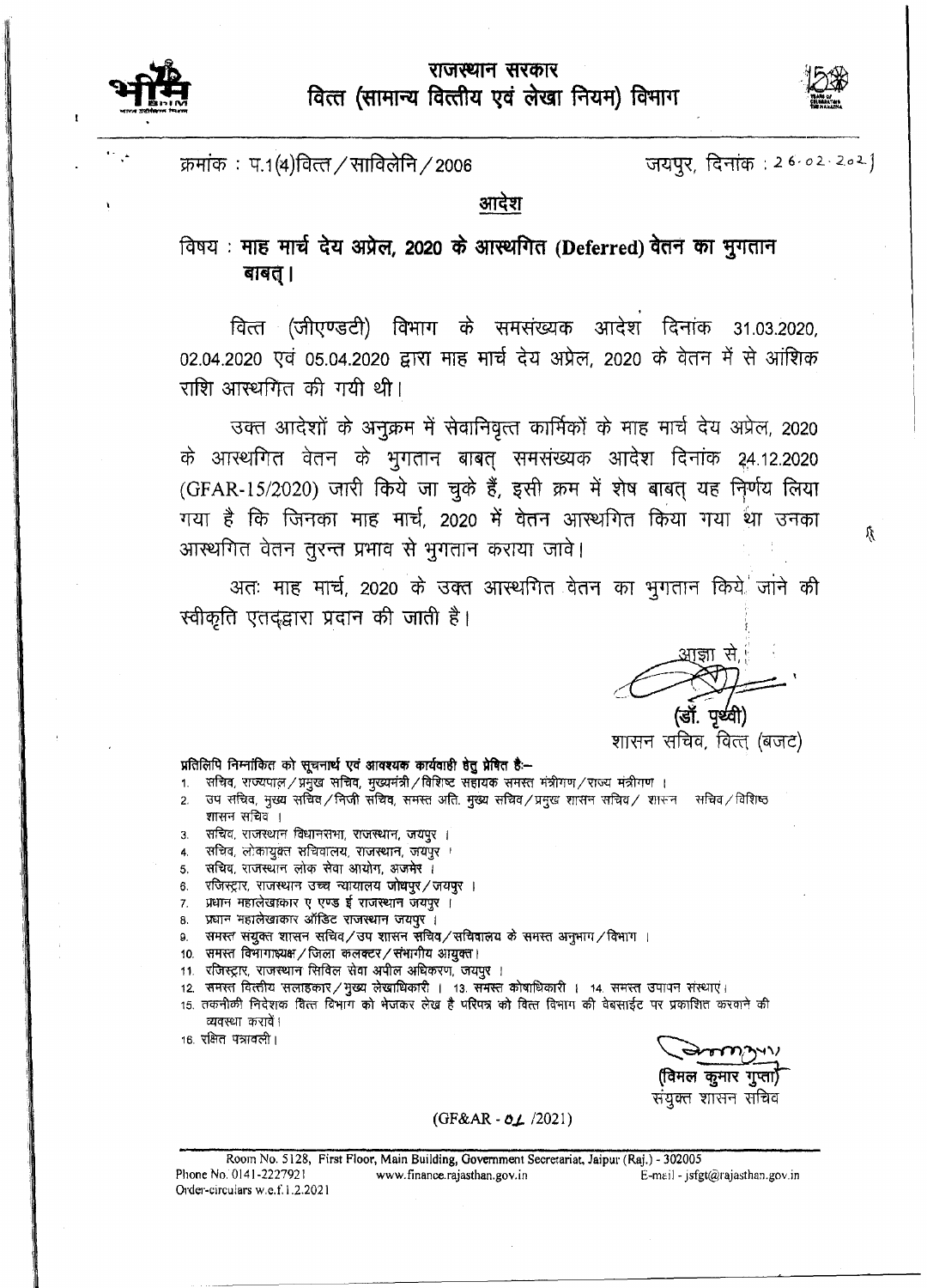# राजस्थान सरकार
## वित्त (सामान्य वित्तीय एवं लेखा नियम) विभाग

क्रमांक : प.1(4)वित्त/साविलेनि/2006 जयपुर, दिनांक : 26.02.2021

### आदेश

विषय : **माह मार्च देय अप्रेल, 2020 के आस्थगित (Deferred) वेतन का भुगतान बाबत्।**

वित्त (जीएण्डटी) विभाग के समसंख्यक आदेश दिनांक 31.03.2020, 02.04.2020 एवं 05.04.2020 द्वारा माह मार्च देय अप्रेल, 2020 के वेतन में से आंशिक राशि आस्थगित की गयी थी।

उक्त आदेशों के अनुक्रम में सेवानिवृत्त कार्मिकों के माह मार्च देय अप्रेल, 2020 के आस्थगित वेतन के भुगतान बाबत् समसंख्यक आदेश दिनांक 24.12.2020 (GFAR-15/2020) जारी किये जा चुके हैं, इसी क्रम में शेष बाबत् यह निर्णय लिया गया है कि जिनका माह मार्च, 2020 में वेतन आस्थगित किया गया था उनका आस्थगित वेतन तुरन्त प्रभाव से भुगतान कराया जावे।

अतः माह मार्च, 2020 के उक्त आस्थगित वेतन का भुगतान किये जाने की स्वीकृति एतद्द्वारा प्रदान की जाती है।

आज्ञा से,

(डॉ. पृथ्वी)
शासन सचिव, वित्त (बजट)

**प्रतिलिपि निम्नांकित को सूचनार्थ एवं आवश्यक कार्यवाही हेतु प्रेषित है:-**

1. सचिव, राज्यपाल/प्रमुख सचिव, मुख्यमंत्री/विशिष्ट सहायक समस्त मंत्रीगण/राज्य मंत्रीगण।
2. उप सचिव, मुख्य सचिव/निजी सचिव, समस्त अति. मुख्य सचिव/प्रमुख शासन सचिव/ शासन सचिव/विशिष्ठ शासन सचिव।
3. सचिव, राजस्थान विधानसभा, राजस्थान, जयपुर।
4. सचिव, लोकायुक्त सचिवालय, राजस्थान, जयपुर।
5. सचिव, राजस्थान लोक सेवा आयोग, अजमेर।
6. रजिस्ट्रार, राजस्थान उच्च न्यायालय जोधपुर/जयपुर।
7. प्रधान महालेखाकार ए एण्ड ई राजस्थान जयपुर।
8. प्रधान महालेखाकार ऑडिट राजस्थान जयपुर।
9. समस्त संयुक्त शासन सचिव/उप शासन सचिव/सचिवालय के समस्त अनुभाग/विभाग।
10. समस्त विभागाध्यक्ष/जिला कलक्टर/संभागीय आयुक्त।
11. रजिस्ट्रार, राजस्थान सिविल सेवा अपील अधिकरण, जयपुर।
12. समस्त वित्तीय सलाहकार/मुख्य लेखाधिकारी। 13. समस्त कोषाधिकारी। 14. समस्त उपापन संस्थाएं।
15. तकनीकी निदेशक वित्त विभाग को भेजकर लेख है परिपत्र को वित्त विभाग की वेबसाईट पर प्रकाशित करवाने की व्यवस्था करावें।
16. रक्षित पत्रावली।

(विमल कुमार गुप्ता)
संयुक्त शासन सचिव

(GF&AR - 01 /2021)

Room No. 5128, First Floor, Main Building, Government Secretariat, Jaipur (Raj.) - 302005
Phone No. 0141-2227921 www.finance.rajasthan.gov.in E-mail - jsfgt@rajasthan.gov.in
Order-circulars w.e.f.1.2.2021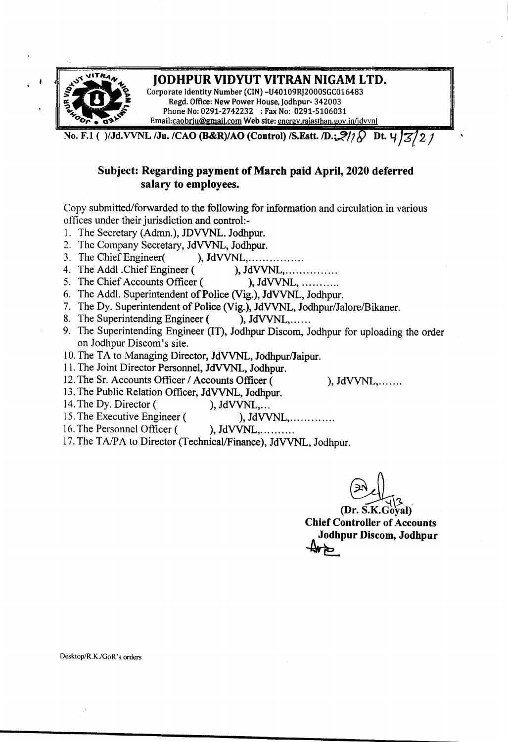# JODHPUR VIDYUT VITRAN NIGAM LTD.

Corporate Identity Number (CIN) -U40109RJ2000SGC016483
Regd. Office: New Power House, Jodhpur- 342003
Phone No: 0291-2742232 : Fax No: 0291-5106031
Email:caobrju@gmail.com Web site: energy.rajasthan.gov.in/jdvvnl

**No. F.1 ( )/Jd.VVNL /Ju. /CAO (B&R)/AO (Control) /S.Estt. /D.: 2/18 Dt. 4/3/21**

**Subject: Regarding payment of March paid April, 2020 deferred salary to employees.**

Copy submitted/forwarded to the following for information and circulation in various offices under their jurisdiction and control:-

1. The Secretary (Admn.), JDVVNL. Jodhpur.
2. The Company Secretary, JdVVNL, Jodhpur.
3. The Chief Engineer( ), JdVVNL,................
4. The Addl .Chief Engineer ( ), JdVVNL,...............
5. The Chief Accounts Officer ( ), JdVVNL, ...........
6. The Addl. Superintendent of Police (Vig.), JdVVNL, Jodhpur.
7. The Dy. Superintendent of Police (Vig.), JdVVNL, Jodhpur/Jalore/Bikaner.
8. The Superintending Engineer ( ), JdVVNL,......
9. The Superintending Engineer (IT), Jodhpur Discom, Jodhpur for uploading the order on Jodhpur Discom's site.
10. The TA to Managing Director, JdVVNL, Jodhpur/Jaipur.
11. The Joint Director Personnel, JdVVNL, Jodhpur.
12. The Sr. Accounts Officer / Accounts Officer ( ), JdVVNL,.......
13. The Public Relation Officer, JdVVNL, Jodhpur.
14. The Dy. Director ( ), JdVVNL,...
15. The Executive Engineer ( ), JdVVNL,.............
16. The Personnel Officer ( ), JdVVNL,..........
17. The TA/PA to Director (Technical/Finance), JdVVNL, Jodhpur.

**(Dr. S.K.Goyal)**
**Chief Controller of Accounts**
**Jodhpur Discom, Jodhpur**

Desktop/R.K./GoR's orders